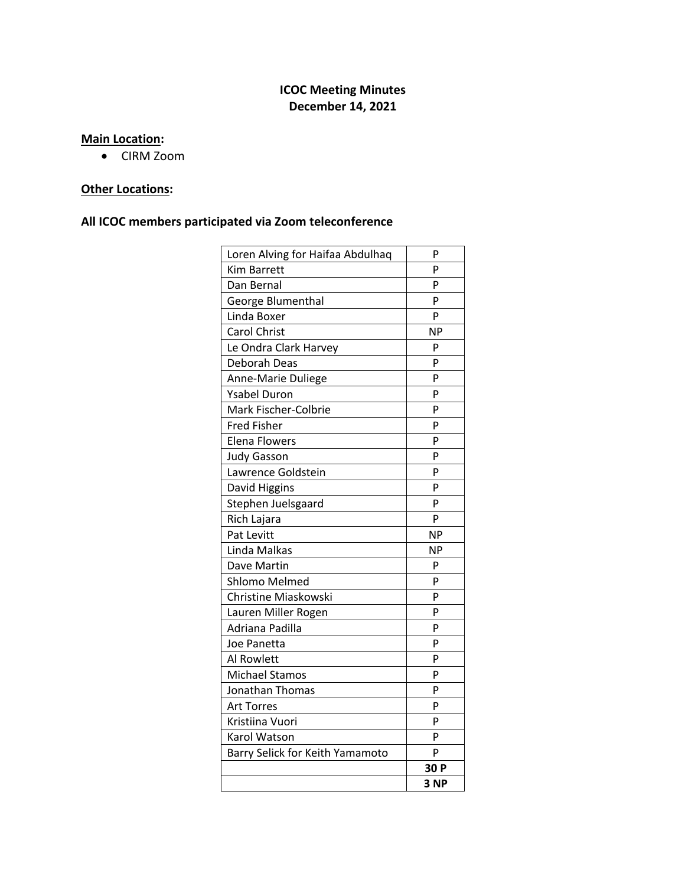# ICOC Meeting Minutes
## December 14, 2021

**Main Location:**

- CIRM Zoom

**Other Locations:**

**All ICOC members participated via Zoom teleconference**

| | |
|---|---|
| Loren Alving for Haifaa Abdulhaq | P |
| Kim Barrett | P |
| Dan Bernal | P |
| George Blumenthal | P |
| Linda Boxer | P |
| Carol Christ | NP |
| Le Ondra Clark Harvey | P |
| Deborah Deas | P |
| Anne-Marie Duliege | P |
| Ysabel Duron | P |
| Mark Fischer-Colbrie | P |
| Fred Fisher | P |
| Elena Flowers | P |
| Judy Gasson | P |
| Lawrence Goldstein | P |
| David Higgins | P |
| Stephen Juelsgaard | P |
| Rich Lajara | P |
| Pat Levitt | NP |
| Linda Malkas | NP |
| Dave Martin | P |
| Shlomo Melmed | P |
| Christine Miaskowski | P |
| Lauren Miller Rogen | P |
| Adriana Padilla | P |
| Joe Panetta | P |
| Al Rowlett | P |
| Michael Stamos | P |
| Jonathan Thomas | P |
| Art Torres | P |
| Kristiina Vuori | P |
| Karol Watson | P |
| Barry Selick for Keith Yamamoto | P |
| | **30 P** |
| | **3 NP** |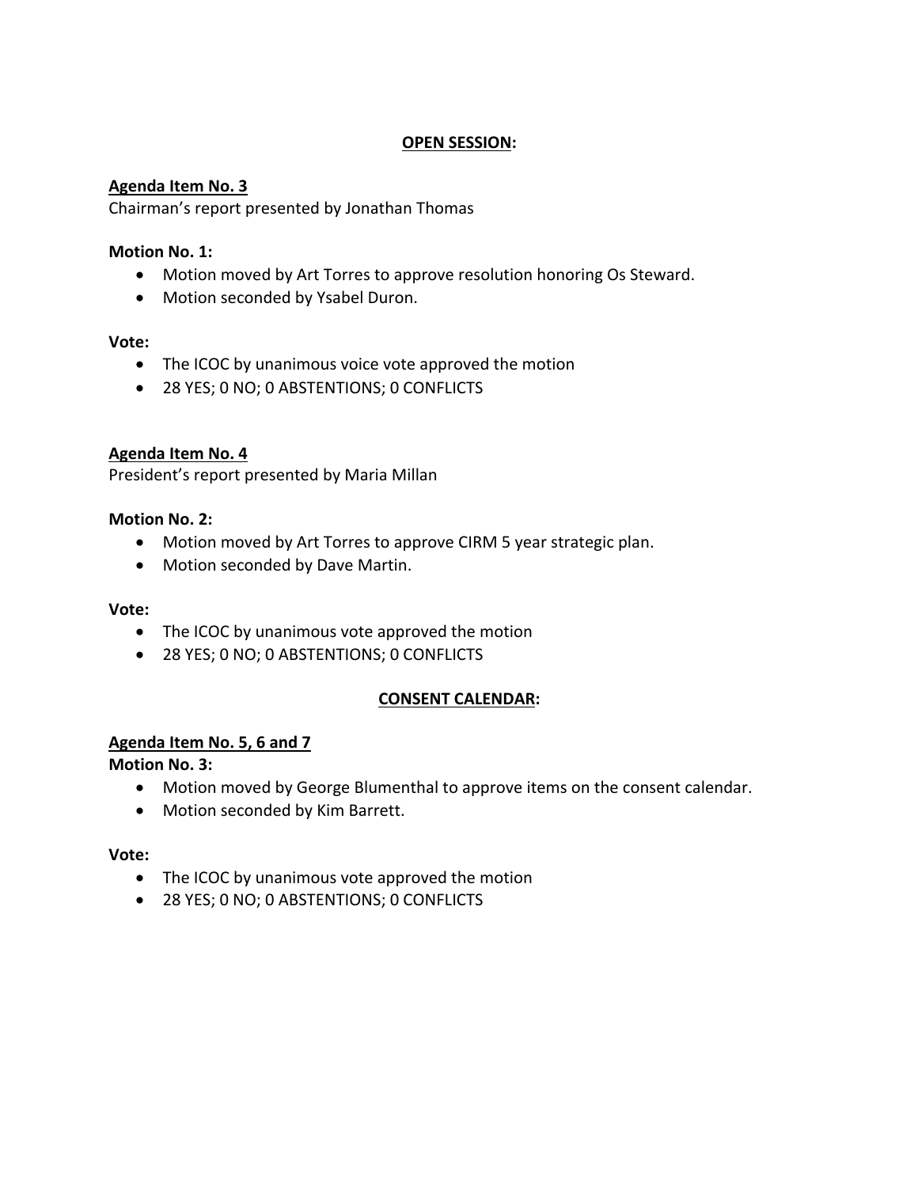## OPEN SESSION:

**Agenda Item No. 3**
Chairman's report presented by Jonathan Thomas

**Motion No. 1:**

- Motion moved by Art Torres to approve resolution honoring Os Steward.
- Motion seconded by Ysabel Duron.

**Vote:**

- The ICOC by unanimous voice vote approved the motion
- 28 YES; 0 NO; 0 ABSTENTIONS; 0 CONFLICTS

**Agenda Item No. 4**
President's report presented by Maria Millan

**Motion No. 2:**

- Motion moved by Art Torres to approve CIRM 5 year strategic plan.
- Motion seconded by Dave Martin.

**Vote:**

- The ICOC by unanimous vote approved the motion
- 28 YES; 0 NO; 0 ABSTENTIONS; 0 CONFLICTS

## CONSENT CALENDAR:

**Agenda Item No. 5, 6 and 7**
**Motion No. 3:**

- Motion moved by George Blumenthal to approve items on the consent calendar.
- Motion seconded by Kim Barrett.

**Vote:**

- The ICOC by unanimous vote approved the motion
- 28 YES; 0 NO; 0 ABSTENTIONS; 0 CONFLICTS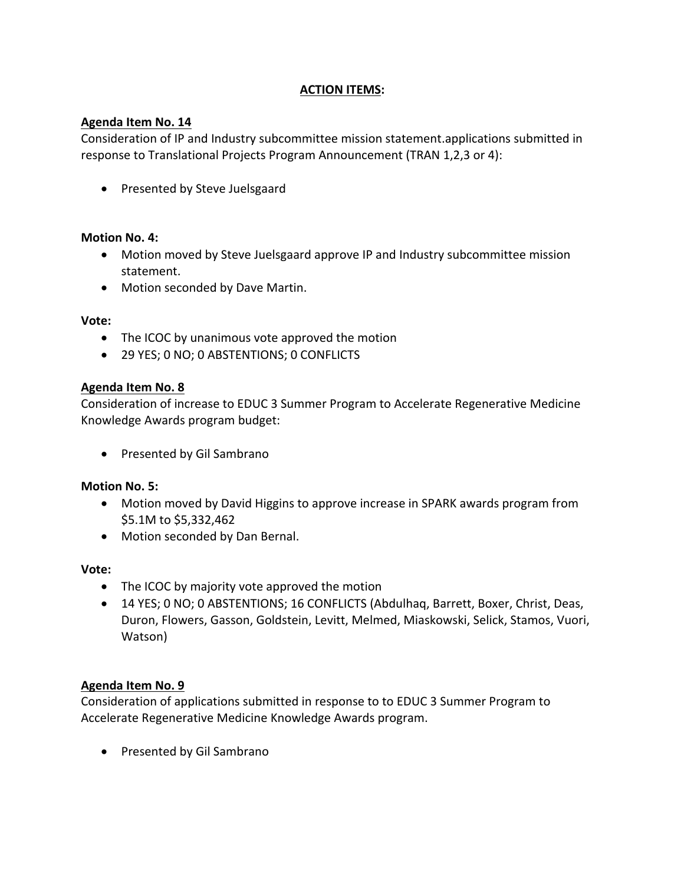**ACTION ITEMS:**

**Agenda Item No. 14**

Consideration of IP and Industry subcommittee mission statement.applications submitted in response to Translational Projects Program Announcement (TRAN 1,2,3 or 4):

- Presented by Steve Juelsgaard

**Motion No. 4:**

- Motion moved by Steve Juelsgaard approve IP and Industry subcommittee mission statement.
- Motion seconded by Dave Martin.

**Vote:**

- The ICOC by unanimous vote approved the motion
- 29 YES; 0 NO; 0 ABSTENTIONS; 0 CONFLICTS

**Agenda Item No. 8**

Consideration of increase to EDUC 3 Summer Program to Accelerate Regenerative Medicine Knowledge Awards program budget:

- Presented by Gil Sambrano

**Motion No. 5:**

- Motion moved by David Higgins to approve increase in SPARK awards program from $5.1M to $5,332,462
- Motion seconded by Dan Bernal.

**Vote:**

- The ICOC by majority vote approved the motion
- 14 YES; 0 NO; 0 ABSTENTIONS; 16 CONFLICTS (Abdulhaq, Barrett, Boxer, Christ, Deas, Duron, Flowers, Gasson, Goldstein, Levitt, Melmed, Miaskowski, Selick, Stamos, Vuori, Watson)

**Agenda Item No. 9**

Consideration of applications submitted in response to to EDUC 3 Summer Program to Accelerate Regenerative Medicine Knowledge Awards program.

- Presented by Gil Sambrano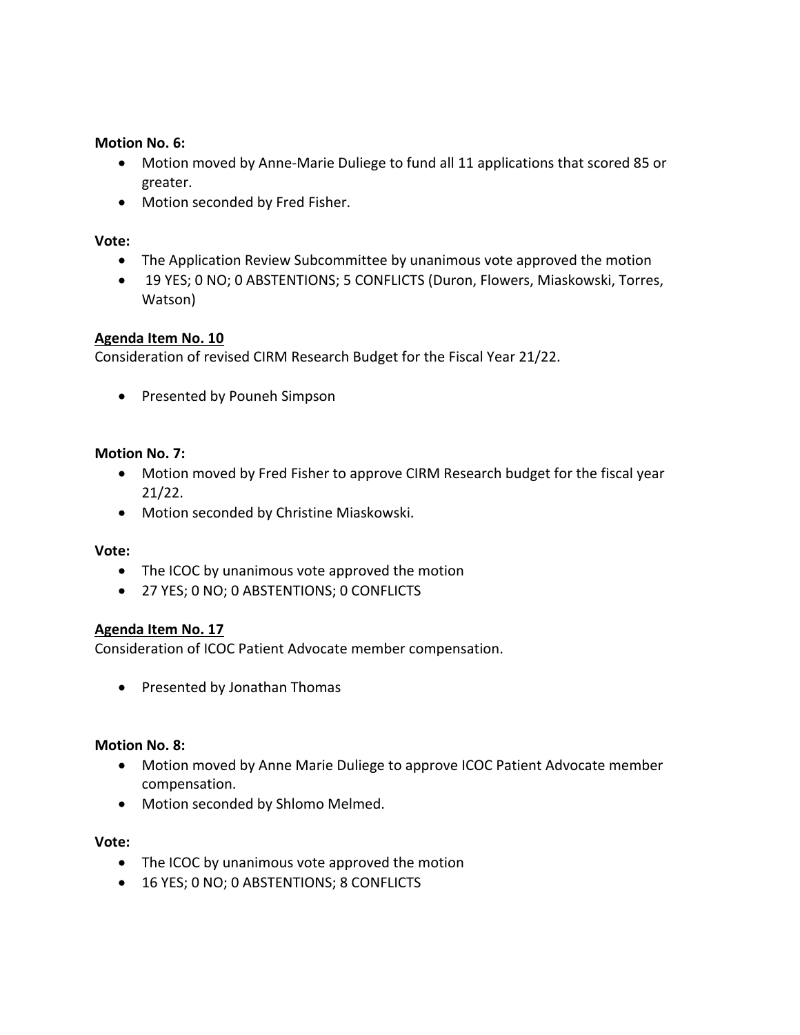**Motion No. 6:**

- Motion moved by Anne-Marie Duliege to fund all 11 applications that scored 85 or greater.
- Motion seconded by Fred Fisher.

**Vote:**

- The Application Review Subcommittee by unanimous vote approved the motion
- 19 YES; 0 NO; 0 ABSTENTIONS; 5 CONFLICTS (Duron, Flowers, Miaskowski, Torres, Watson)

**<u>Agenda Item No. 10</u>**

Consideration of revised CIRM Research Budget for the Fiscal Year 21/22.

- Presented by Pouneh Simpson

**Motion No. 7:**

- Motion moved by Fred Fisher to approve CIRM Research budget for the fiscal year 21/22.
- Motion seconded by Christine Miaskowski.

**Vote:**

- The ICOC by unanimous vote approved the motion
- 27 YES; 0 NO; 0 ABSTENTIONS; 0 CONFLICTS

**<u>Agenda Item No. 17</u>**

Consideration of ICOC Patient Advocate member compensation.

- Presented by Jonathan Thomas

**Motion No. 8:**

- Motion moved by Anne Marie Duliege to approve ICOC Patient Advocate member compensation.
- Motion seconded by Shlomo Melmed.

**Vote:**

- The ICOC by unanimous vote approved the motion
- 16 YES; 0 NO; 0 ABSTENTIONS; 8 CONFLICTS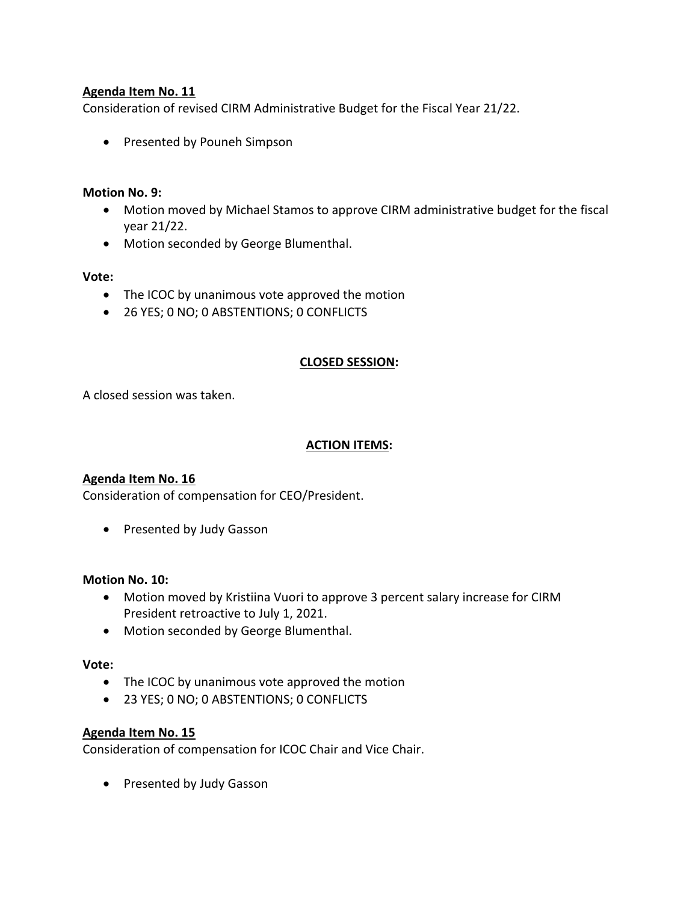**Agenda Item No. 11**

Consideration of revised CIRM Administrative Budget for the Fiscal Year 21/22.

- Presented by Pouneh Simpson

**Motion No. 9:**

- Motion moved by Michael Stamos to approve CIRM administrative budget for the fiscal year 21/22.
- Motion seconded by George Blumenthal.

**Vote:**

- The ICOC by unanimous vote approved the motion
- 26 YES; 0 NO; 0 ABSTENTIONS; 0 CONFLICTS

**CLOSED SESSION:**

A closed session was taken.

**ACTION ITEMS:**

**Agenda Item No. 16**

Consideration of compensation for CEO/President.

- Presented by Judy Gasson

**Motion No. 10:**

- Motion moved by Kristiina Vuori to approve 3 percent salary increase for CIRM President retroactive to July 1, 2021.
- Motion seconded by George Blumenthal.

**Vote:**

- The ICOC by unanimous vote approved the motion
- 23 YES; 0 NO; 0 ABSTENTIONS; 0 CONFLICTS

**Agenda Item No. 15**

Consideration of compensation for ICOC Chair and Vice Chair.

- Presented by Judy Gasson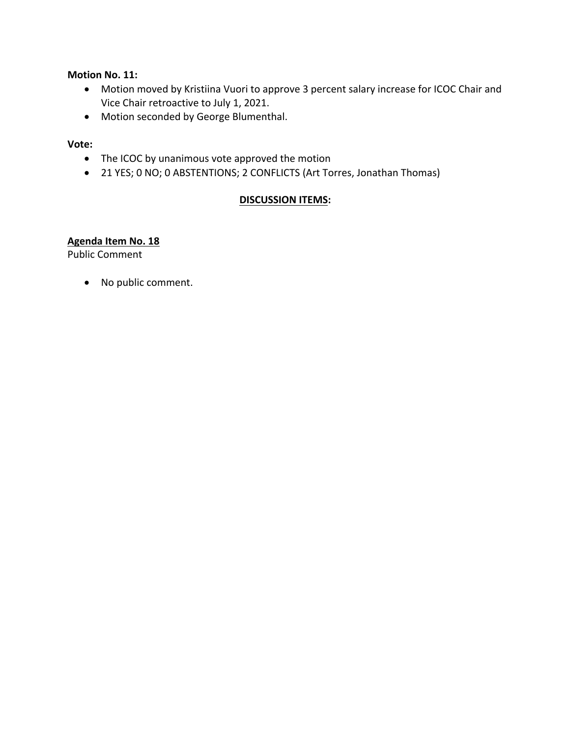**Motion No. 11:**

- Motion moved by Kristiina Vuori to approve 3 percent salary increase for ICOC Chair and Vice Chair retroactive to July 1, 2021.
- Motion seconded by George Blumenthal.

**Vote:**

- The ICOC by unanimous vote approved the motion
- 21 YES; 0 NO; 0 ABSTENTIONS; 2 CONFLICTS (Art Torres, Jonathan Thomas)

## DISCUSSION ITEMS:

**Agenda Item No. 18**
Public Comment

- No public comment.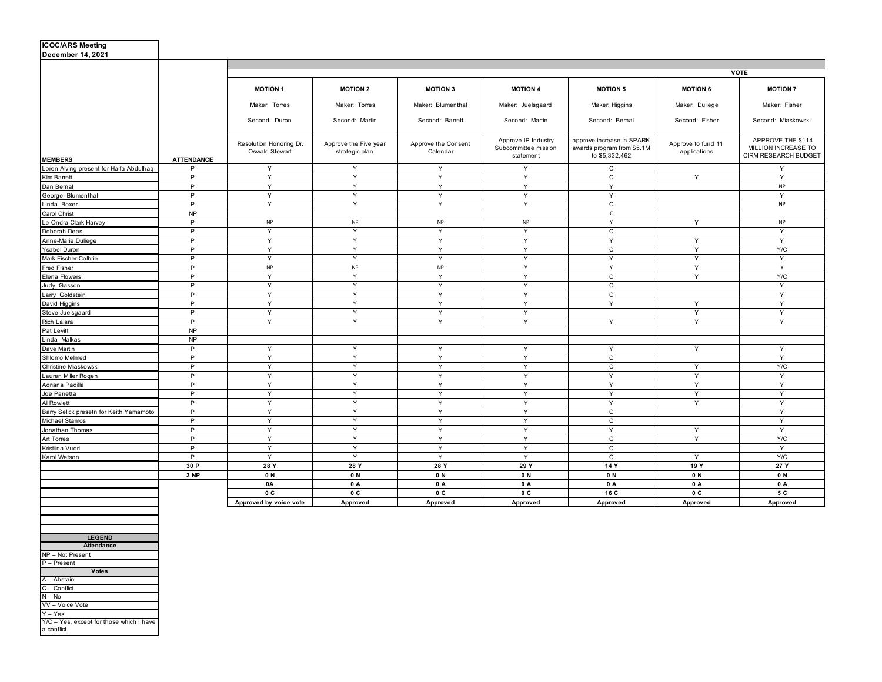**ICOC/ARS Meeting**
**December 14, 2021**

| MEMBERS | ATTENDANCE | MOTION 1<br>Maker: Torres<br>Second: Duron<br>Resolution Honoring Dr. Oswald Stewart | MOTION 2<br>Maker: Torres<br>Second: Martin<br>Approve the Five year strategic plan | MOTION 3<br>Maker: Blumenthal<br>Second: Barrett<br>Approve the Consent Calendar | MOTION 4<br>Maker: Juelsgaard<br>Second: Martin<br>Approve IP Industry Subcommittee mission statement | MOTION 5<br>Maker: Higgins<br>Second: Bernal<br>approve increase in SPARK awards program from $5.1M to $5,332,462 | MOTION 6<br>Maker: Duliege<br>Second: Fisher<br>Approve to fund 11 applications | MOTION 7<br>Maker: Fisher<br>Second: Miaskowski<br>APPROVE THE $114 MILLION INCREASE TO CIRM RESEARCH BUDGET |
|---|---|---|---|---|---|---|---|---|
| | | VOTE | | | | | | |
| Loren Alving present for Haifa Abdulhaq | P | Y | Y | Y | Y | C | | Y |
| Kim Barrett | P | Y | Y | Y | Y | C | Y | Y |
| Dan Bernal | P | Y | Y | Y | Y | Y | | NP |
| George Blumenthal | P | Y | Y | Y | Y | Y | | Y |
| Linda Boxer | P | Y | Y | Y | Y | C | | NP |
| Carol Christ | NP | | | | | C | | |
| Le Ondra Clark Harvey | P | NP | NP | NP | NP | Y | Y | NP |
| Deborah Deas | P | Y | Y | Y | Y | C | | Y |
| Anne-Marie Duliege | P | Y | Y | Y | Y | Y | Y | Y |
| Ysabel Duron | P | Y | Y | Y | Y | C | Y | Y/C |
| Mark Fischer-Colbrie | P | Y | Y | Y | Y | Y | Y | Y |
| Fred Fisher | P | NP | NP | NP | Y | Y | Y | Y |
| Elena Flowers | P | Y | Y | Y | Y | C | Y | Y/C |
| Judy Gasson | P | Y | Y | Y | Y | C | | Y |
| Larry Goldstein | P | Y | Y | Y | Y | C | | Y |
| David Higgins | P | Y | Y | Y | Y | Y | Y | Y |
| Steve Juelsgaard | P | Y | Y | Y | Y | | Y | Y |
| Rich Lajara | P | Y | Y | Y | Y | Y | Y | Y |
| Pat Levitt | NP | | | | | | | |
| Linda Malkas | NP | | | | | | | |
| Dave Martin | P | Y | Y | Y | Y | Y | Y | Y |
| Shlomo Melmed | P | Y | Y | Y | Y | C | | Y |
| Christine Miaskowski | P | Y | Y | Y | Y | C | Y | Y/C |
| Lauren Miller Rogen | P | Y | Y | Y | Y | Y | Y | Y |
| Adriana Padilla | P | Y | Y | Y | Y | Y | Y | Y |
| Joe Panetta | P | Y | Y | Y | Y | Y | Y | Y |
| Al Rowlett | P | Y | Y | Y | Y | Y | Y | Y |
| Barry Selick presetn for Keith Yamamoto | P | Y | Y | Y | Y | C | | Y |
| Michael Stamos | P | Y | Y | Y | Y | C | | Y |
| Jonathan Thomas | P | Y | Y | Y | Y | Y | Y | Y |
| Art Torres | P | Y | Y | Y | Y | C | Y | Y/C |
| Kristiina Vuori | P | Y | Y | Y | Y | C | | Y |
| Karol Watson | P | Y | Y | Y | Y | C | Y | Y/C |
| | 30 P | 28 Y | 28 Y | 28 Y | 29 Y | 14 Y | 19 Y | 27 Y |
| | 3 NP | 0 N | 0 N | 0 N | 0 N | 0 N | 0 N | 0 N |
| | | 0A | 0 A | 0 A | 0 A | 0 A | 0 A | 0 A |
| | | 0 C | 0 C | 0 C | 0 C | 16 C | 0 C | 5 C |
| | | Approved by voice vote | Approved | Approved | Approved | Approved | Approved | Approved |

| LEGEND |
|---|
| **Attendance** |
| NP – Not Present |
| P – Present |
| **Votes** |
| A – Abstain |
| C – Conflict |
| N – No |
| VV – Voice Vote |
| Y – Yes |
| Y/C – Yes, except for those which I have a conflict |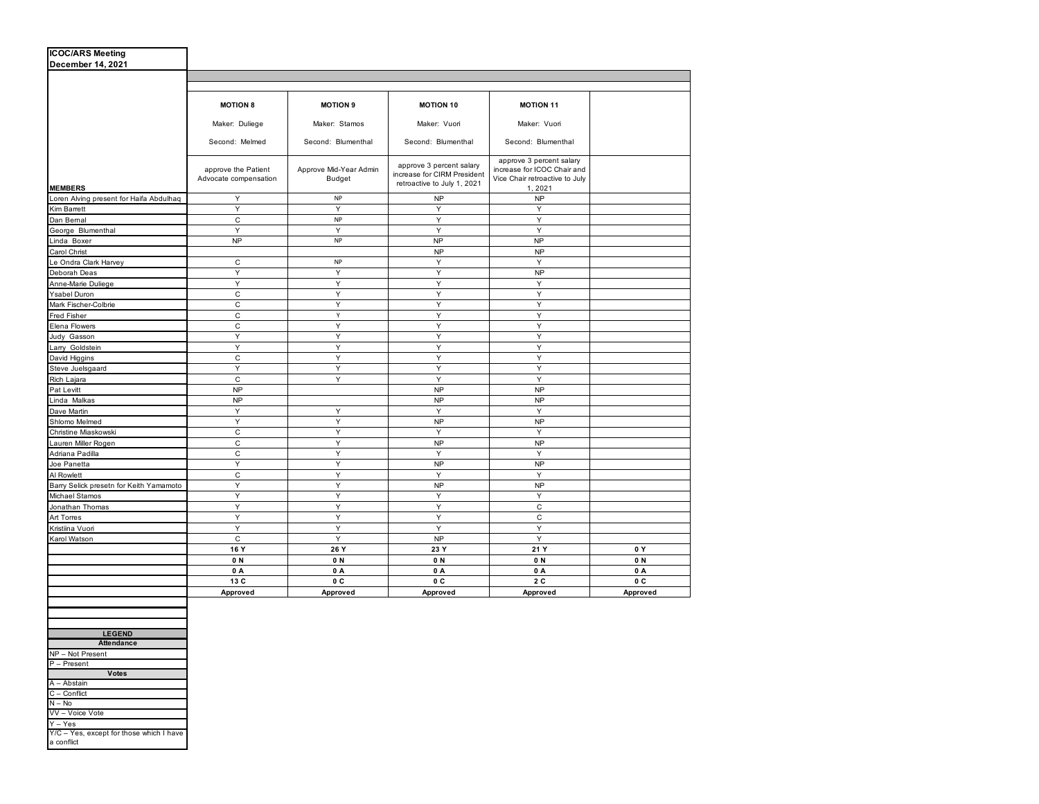**ICOC/ARS Meeting**
**December 14, 2021**

| | MOTION 8 | MOTION 9 | MOTION 10 | MOTION 11 | |
|---|---|---|---|---|---|
| | Maker: Duliege | Maker: Stamos | Maker: Vuori | Maker: Vuori | |
| | Second: Melmed | Second: Blumenthal | Second: Blumenthal | Second: Blumenthal | |
| **MEMBERS** | approve the Patient Advocate compensation | Approve Mid-Year Admin Budget | approve 3 percent salary increase for CIRM President retroactive to July 1, 2021 | approve 3 percent salary increase for ICOC Chair and Vice Chair retroactive to July 1, 2021 | |
| Loren Alving present for Haifa Abdulhaq | Y | NP | NP | NP | |
| Kim Barrett | Y | Y | Y | Y | |
| Dan Bernal | C | NP | Y | Y | |
| George Blumenthal | Y | Y | Y | Y | |
| Linda Boxer | NP | NP | NP | NP | |
| Carol Christ | | | NP | NP | |
| Le Ondra Clark Harvey | C | NP | Y | Y | |
| Deborah Deas | Y | Y | Y | NP | |
| Anne-Marie Duliege | Y | Y | Y | Y | |
| Ysabel Duron | C | Y | Y | Y | |
| Mark Fischer-Colbrie | C | Y | Y | Y | |
| Fred Fisher | C | Y | Y | Y | |
| Elena Flowers | C | Y | Y | Y | |
| Judy Gasson | Y | Y | Y | Y | |
| Larry Goldstein | Y | Y | Y | Y | |
| David Higgins | C | Y | Y | Y | |
| Steve Juelsgaard | Y | Y | Y | Y | |
| Rich Lajara | C | Y | Y | Y | |
| Pat Levitt | NP | | NP | NP | |
| Linda Malkas | NP | | NP | NP | |
| Dave Martin | Y | Y | Y | Y | |
| Shlomo Melmed | Y | Y | NP | NP | |
| Christine Miaskowski | C | Y | Y | Y | |
| Lauren Miller Rogen | C | Y | NP | NP | |
| Adriana Padilla | C | Y | Y | Y | |
| Joe Panetta | Y | Y | NP | NP | |
| Al Rowlett | C | Y | Y | Y | |
| Barry Selick presetn for Keith Yamamoto | Y | Y | NP | NP | |
| Michael Stamos | Y | Y | Y | Y | |
| Jonathan Thomas | Y | Y | Y | C | |
| Art Torres | Y | Y | Y | C | |
| Kristiina Vuori | Y | Y | Y | Y | |
| Karol Watson | C | Y | NP | Y | |
| | **16 Y** | **26 Y** | **23 Y** | **21 Y** | **0 Y** |
| | **0 N** | **0 N** | **0 N** | **0 N** | **0 N** |
| | **0 A** | **0 A** | **0 A** | **0 A** | **0 A** |
| | **13 C** | **0 C** | **0 C** | **2 C** | **0 C** |
| | **Approved** | **Approved** | **Approved** | **Approved** | **Approved** |

| **LEGEND** |
|---|
| **Attendance** |
| NP – Not Present |
| P – Present |
| **Votes** |
| A – Abstain |
| C – Conflict |
| N – No |
| VV – Voice Vote |
| Y – Yes |
| Y/C – Yes, except for those which I have a conflict |